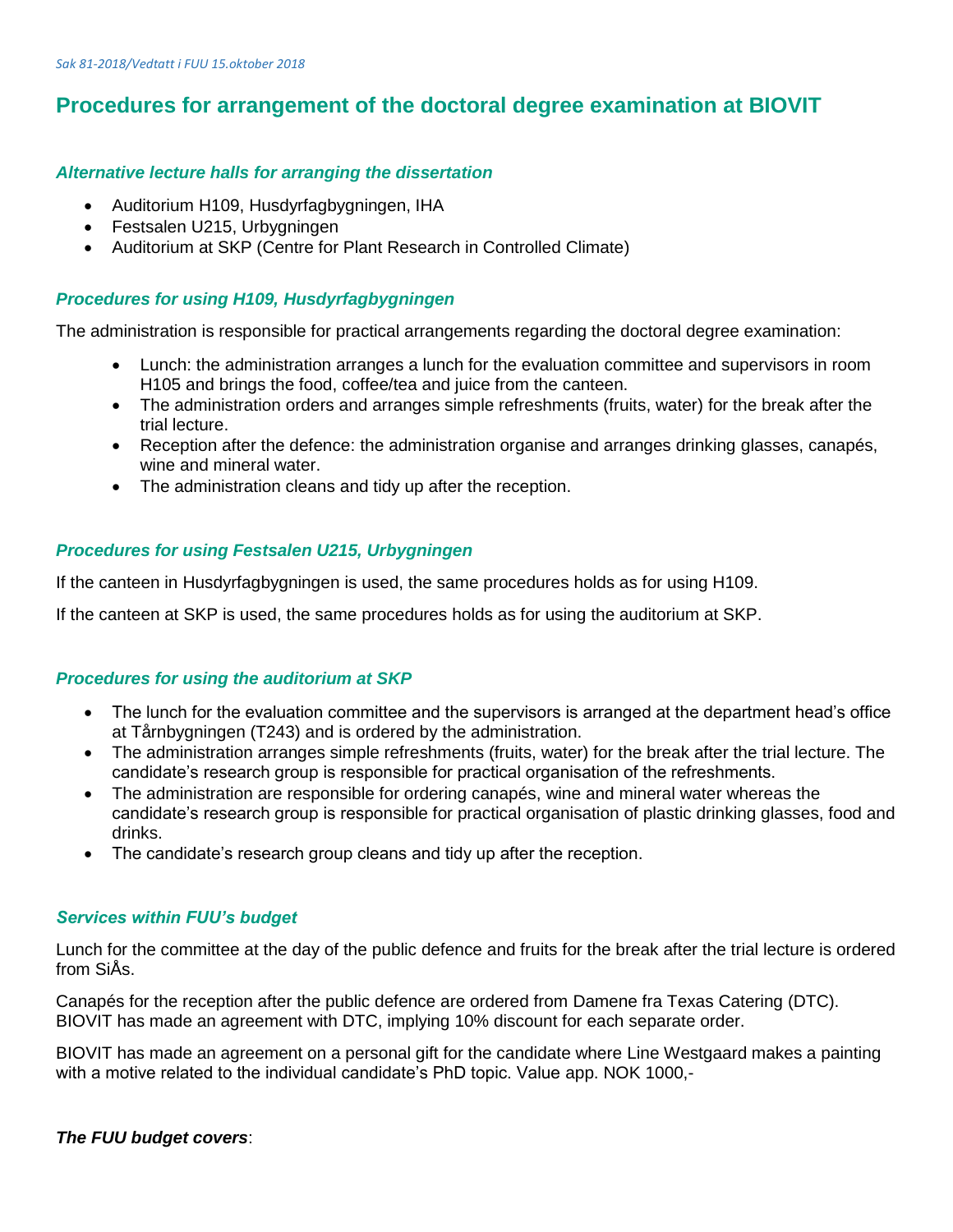*Sak 81-2018/Vedtatt i FUU 15.oktober 2018*

# Procedures for arrangement of the doctoral degree examination at BIOVIT

### *Alternative lecture halls for arranging the dissertation*

- Auditorium H109, Husdyrfagbygningen, IHA
- Festsalen U215, Urbygningen
- Auditorium at SKP (Centre for Plant Research in Controlled Climate)

### *Procedures for using H109, Husdyrfagbygningen*

The administration is responsible for practical arrangements regarding the doctoral degree examination:

- Lunch: the administration arranges a lunch for the evaluation committee and supervisors in room H105 and brings the food, coffee/tea and juice from the canteen.
- The administration orders and arranges simple refreshments (fruits, water) for the break after the trial lecture.
- Reception after the defence: the administration organise and arranges drinking glasses, canapés, wine and mineral water.
- The administration cleans and tidy up after the reception.

### *Procedures for using Festsalen U215, Urbygningen*

If the canteen in Husdyrfagbygningen is used, the same procedures holds as for using H109.

If the canteen at SKP is used, the same procedures holds as for using the auditorium at SKP.

### *Procedures for using the auditorium at SKP*

- The lunch for the evaluation committee and the supervisors is arranged at the department head's office at Tårnbygningen (T243) and is ordered by the administration.
- The administration arranges simple refreshments (fruits, water) for the break after the trial lecture. The candidate's research group is responsible for practical organisation of the refreshments.
- The administration are responsible for ordering canapés, wine and mineral water whereas the candidate's research group is responsible for practical organisation of plastic drinking glasses, food and drinks.
- The candidate's research group cleans and tidy up after the reception.

### *Services within FUU's budget*

Lunch for the committee at the day of the public defence and fruits for the break after the trial lecture is ordered from SiÅs.

Canapés for the reception after the public defence are ordered from Damene fra Texas Catering (DTC). BIOVIT has made an agreement with DTC, implying 10% discount for each separate order.

BIOVIT has made an agreement on a personal gift for the candidate where Line Westgaard makes a painting with a motive related to the individual candidate's PhD topic. Value app. NOK 1000,-

***The FUU budget covers***: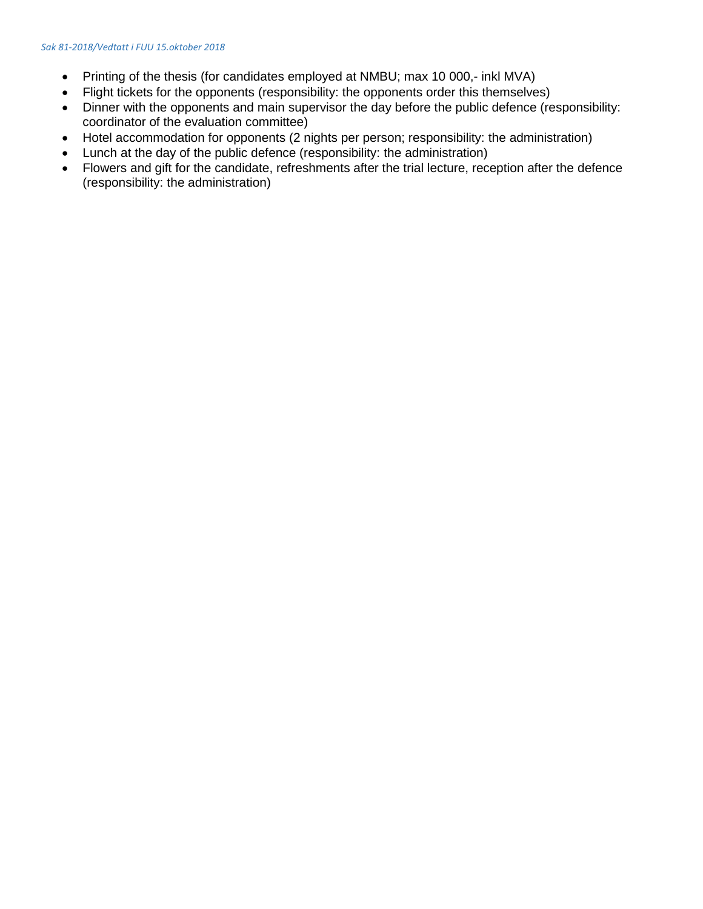- Printing of the thesis (for candidates employed at NMBU; max 10 000,- inkl MVA)
- Flight tickets for the opponents (responsibility: the opponents order this themselves)
- Dinner with the opponents and main supervisor the day before the public defence (responsibility: coordinator of the evaluation committee)
- Hotel accommodation for opponents (2 nights per person; responsibility: the administration)
- Lunch at the day of the public defence (responsibility: the administration)
- Flowers and gift for the candidate, refreshments after the trial lecture, reception after the defence (responsibility: the administration)